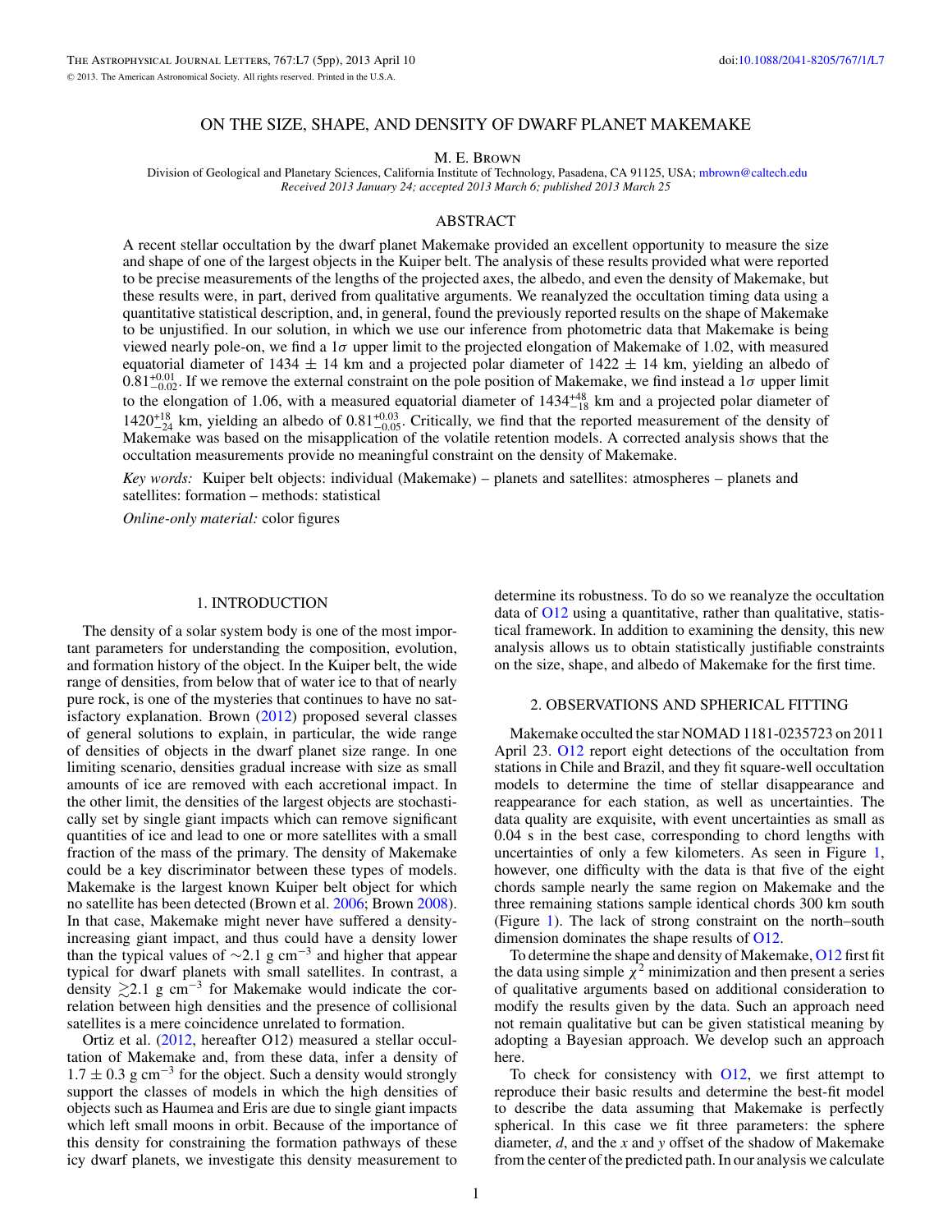# ON THE SIZE, SHAPE, AND DENSITY OF DWARF PLANET MAKEMAKE

M. E. Brown

Division of Geological and Planetary Sciences, California Institute of Technology, Pasadena, CA 91125, USA; mbrown@caltech.edu

*Received 2013 January 24; accepted 2013 March 6; published 2013 March 25*

## ABSTRACT

A recent stellar occultation by the dwarf planet Makemake provided an excellent opportunity to measure the size and shape of one of the largest objects in the Kuiper belt. The analysis of these results provided what were reported to be precise measurements of the lengths of the projected axes, the albedo, and even the density of Makemake, but these results were, in part, derived from qualitative arguments. We reanalyzed the occultation timing data using a quantitative statistical description, and, in general, found the previously reported results on the shape of Makemake to be unjustified. In our solution, in which we use our inference from photometric data that Makemake is being viewed nearly pole-on, we find a $1\sigma$ upper limit to the projected elongation of Makemake of 1.02, with measured equatorial diameter of $1434 \pm 14$ km and a projected polar diameter of $1422 \pm 14$ km, yielding an albedo of $0.81^{+0.01}_{-0.02}$. If we remove the external constraint on the pole position of Makemake, we find instead a $1\sigma$ upper limit to the elongation of 1.06, with a measured equatorial diameter of $1434^{+48}_{-18}$ km and a projected polar diameter of $1420^{+18}_{-24}$ km, yielding an albedo of $0.81^{+0.03}_{-0.05}$. Critically, we find that the reported measurement of the density of Makemake was based on the misapplication of the volatile retention models. A corrected analysis shows that the occultation measurements provide no meaningful constraint on the density of Makemake.

*Key words:* Kuiper belt objects: individual (Makemake) – planets and satellites: atmospheres – planets and satellites: formation – methods: statistical

*Online-only material:* color figures

## 1. INTRODUCTION

The density of a solar system body is one of the most important parameters for understanding the composition, evolution, and formation history of the object. In the Kuiper belt, the wide range of densities, from below that of water ice to that of nearly pure rock, is one of the mysteries that continues to have no satisfactory explanation. Brown (2012) proposed several classes of general solutions to explain, in particular, the wide range of densities of objects in the dwarf planet size range. In one limiting scenario, densities gradual increase with size as small amounts of ice are removed with each accretional impact. In the other limit, the densities of the largest objects are stochastically set by single giant impacts which can remove significant quantities of ice and lead to one or more satellites with a small fraction of the mass of the primary. The density of Makemake could be a key discriminator between these types of models. Makemake is the largest known Kuiper belt object for which no satellite has been detected (Brown et al. 2006; Brown 2008). In that case, Makemake might never have suffered a density-increasing giant impact, and thus could have a density lower than the typical values of $\sim$2.1 g cm$^{-3}$ and higher that appear typical for dwarf planets with small satellites. In contrast, a density $\gtrsim$2.1 g cm$^{-3}$ for Makemake would indicate the correlation between high densities and the presence of collisional satellites is a mere coincidence unrelated to formation.

Ortiz et al. (2012, hereafter O12) measured a stellar occultation of Makemake and, from these data, infer a density of $1.7 \pm 0.3$ g cm$^{-3}$ for the object. Such a density would strongly support the classes of models in which the high densities of objects such as Haumea and Eris are due to single giant impacts which left small moons in orbit. Because of the importance of this density for constraining the formation pathways of these icy dwarf planets, we investigate this density measurement to determine its robustness. To do so we reanalyze the occultation data of O12 using a quantitative, rather than qualitative, statistical framework. In addition to examining the density, this new analysis allows us to obtain statistically justifiable constraints on the size, shape, and albedo of Makemake for the first time.

## 2. OBSERVATIONS AND SPHERICAL FITTING

Makemake occulted the star NOMAD 1181-0235723 on 2011 April 23. O12 report eight detections of the occultation from stations in Chile and Brazil, and they fit square-well occultation models to determine the time of stellar disappearance and reappearance for each station, as well as uncertainties. The data quality are exquisite, with event uncertainties as small as 0.04 s in the best case, corresponding to chord lengths with uncertainties of only a few kilometers. As seen in Figure 1, however, one difficulty with the data is that five of the eight chords sample nearly the same region on Makemake and the three remaining stations sample identical chords 300 km south (Figure 1). The lack of strong constraint on the north–south dimension dominates the shape results of O12.

To determine the shape and density of Makemake, O12 first fit the data using simple $\chi^2$ minimization and then present a series of qualitative arguments based on additional consideration to modify the results given by the data. Such an approach need not remain qualitative but can be given statistical meaning by adopting a Bayesian approach. We develop such an approach here.

To check for consistency with O12, we first attempt to reproduce their basic results and determine the best-fit model to describe the data assuming that Makemake is perfectly spherical. In this case we fit three parameters: the sphere diameter, $d$, and the $x$ and $y$ offset of the shadow of Makemake from the center of the predicted path. In our analysis we calculate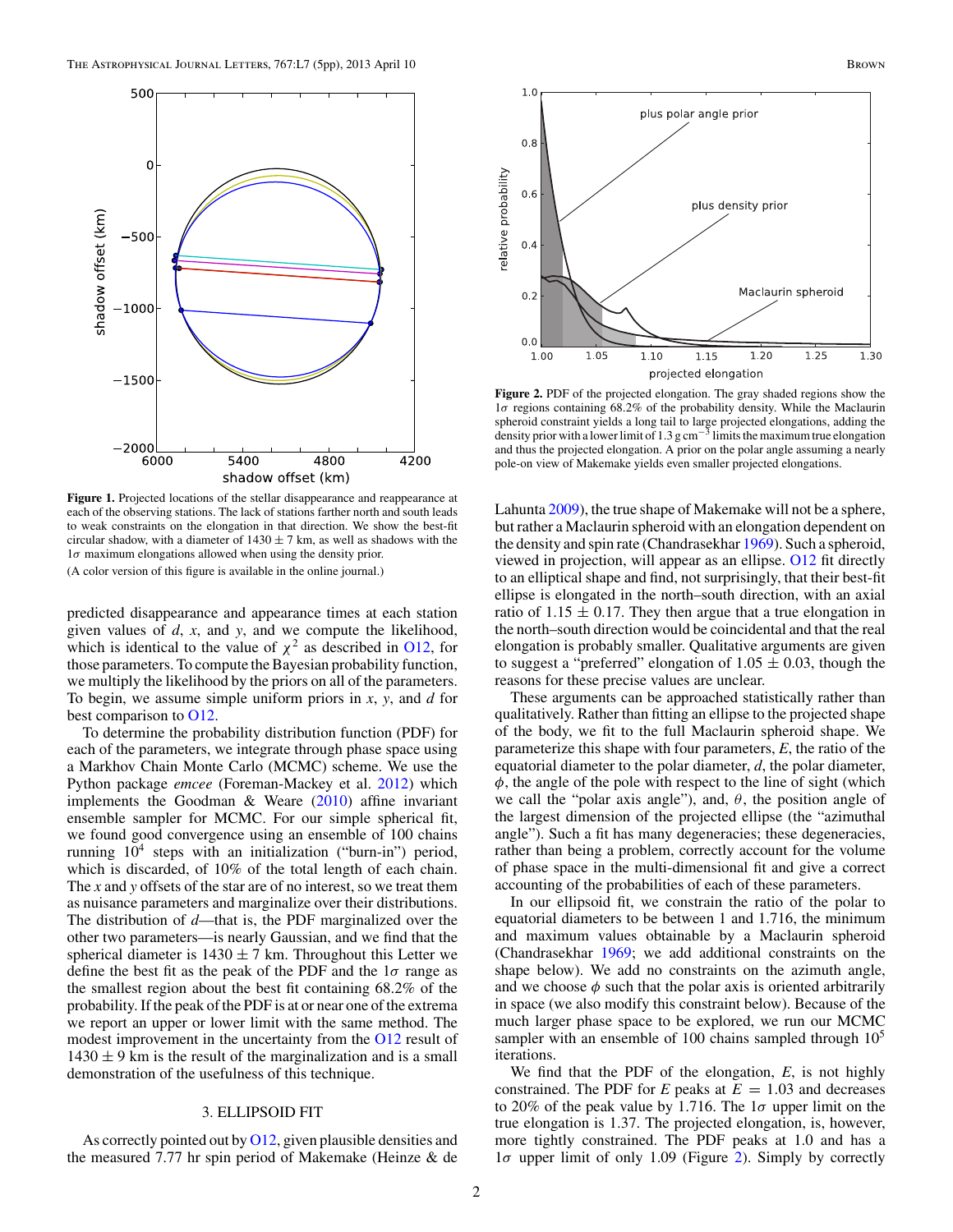**Figure 1.** Projected locations of the stellar disappearance and reappearance at each of the observing stations. The lack of stations farther north and south leads to weak constraints on the elongation in that direction. We show the best-fit circular shadow, with a diameter of $1430 \pm 7$ km, as well as shadows with the $1\sigma$ maximum elongations allowed when using the density prior.

(A color version of this figure is available in the online journal.)

predicted disappearance and appearance times at each station given values of $d$, $x$, and $y$, and we compute the likelihood, which is identical to the value of $\chi^2$ as described in O12, for those parameters. To compute the Bayesian probability function, we multiply the likelihood by the priors on all of the parameters. To begin, we assume simple uniform priors in $x$, $y$, and $d$ for best comparison to O12.

To determine the probability distribution function (PDF) for each of the parameters, we integrate through phase space using a Markhov Chain Monte Carlo (MCMC) scheme. We use the Python package *emcee* (Foreman-Mackey et al. 2012) which implements the Goodman & Weare (2010) affine invariant ensemble sampler for MCMC. For our simple spherical fit, we found good convergence using an ensemble of 100 chains running $10^4$ steps with an initialization ("burn-in") period, which is discarded, of 10% of the total length of each chain. The $x$ and $y$ offsets of the star are of no interest, so we treat them as nuisance parameters and marginalize over their distributions. The distribution of $d$—that is, the PDF marginalized over the other two parameters—is nearly Gaussian, and we find that the spherical diameter is $1430 \pm 7$ km. Throughout this Letter we define the best fit as the peak of the PDF and the $1\sigma$ range as the smallest region about the best fit containing 68.2% of the probability. If the peak of the PDF is at or near one of the extrema we report an upper or lower limit with the same method. The modest improvement in the uncertainty from the O12 result of $1430 \pm 9$ km is the result of the marginalization and is a small demonstration of the usefulness of this technique.

## 3. ELLIPSOID FIT

As correctly pointed out by O12, given plausible densities and the measured 7.77 hr spin period of Makemake (Heinze & de Lahunta 2009), the true shape of Makemake will not be a sphere, but rather a Maclaurin spheroid with an elongation dependent on the density and spin rate (Chandrasekhar 1969). Such a spheroid, viewed in projection, will appear as an ellipse. O12 fit directly to an elliptical shape and find, not surprisingly, that their best-fit ellipse is elongated in the north–south direction, with an axial ratio of $1.15 \pm 0.17$. They then argue that a true elongation in the north–south direction would be coincidental and that the real elongation is probably smaller. Qualitative arguments are given to suggest a "preferred" elongation of $1.05 \pm 0.03$, though the reasons for these precise values are unclear.

These arguments can be approached statistically rather than qualitatively. Rather than fitting an ellipse to the projected shape of the body, we fit to the full Maclaurin spheroid shape. We parameterize this shape with four parameters, $E$, the ratio of the equatorial diameter to the polar diameter, $d$, the polar diameter, $\phi$, the angle of the pole with respect to the line of sight (which we call the "polar axis angle"), and, $\theta$, the position angle of the largest dimension of the projected ellipse (the "azimuthal angle"). Such a fit has many degeneracies; these degeneracies, rather than being a problem, correctly account for the volume of phase space in the multi-dimensional fit and give a correct accounting of the probabilities of each of these parameters.

In our ellipsoid fit, we constrain the ratio of the polar to equatorial diameters to be between 1 and 1.716, the minimum and maximum values obtainable by a Maclaurin spheroid (Chandrasekhar 1969; we add additional constraints on the shape below). We add no constraints on the azimuth angle, and we choose $\phi$ such that the polar axis is oriented arbitrarily in space (we also modify this constraint below). Because of the much larger phase space to be explored, we run our MCMC sampler with an ensemble of 100 chains sampled through $10^5$ iterations.

**Figure 2.** PDF of the projected elongation. The gray shaded regions show the $1\sigma$ regions containing 68.2% of the probability density. While the Maclaurin spheroid constraint yields a long tail to large projected elongations, adding the density prior with a lower limit of 1.3 g cm$^{-3}$ limits the maximum true elongation and thus the projected elongation. A prior on the polar angle assuming a nearly pole-on view of Makemake yields even smaller projected elongations.

We find that the PDF of the elongation, $E$, is not highly constrained. The PDF for $E$ peaks at $E = 1.03$ and decreases to 20% of the peak value by 1.716. The $1\sigma$ upper limit on the true elongation is 1.37. The projected elongation, is, however, more tightly constrained. The PDF peaks at 1.0 and has a $1\sigma$ upper limit of only 1.09 (Figure 2). Simply by correctly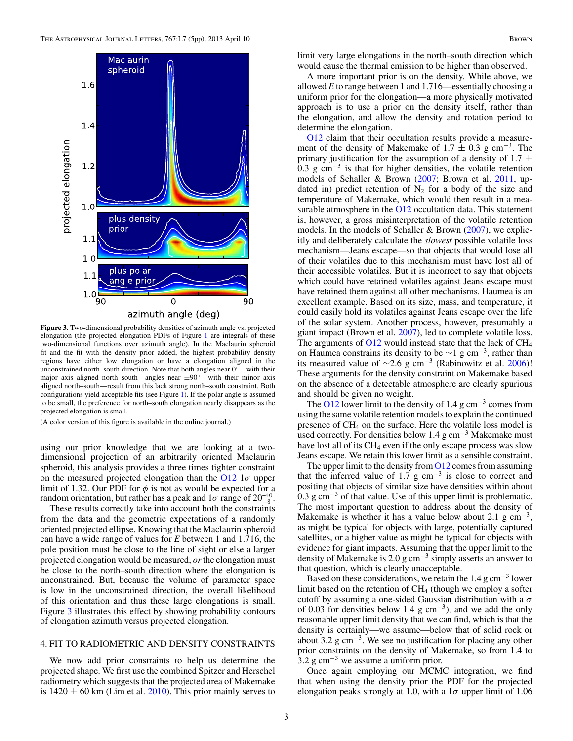**Figure 3.** Two-dimensional probability densities of azimuth angle vs. projected elongation (the projected elongation PDFs of Figure 1 are integrals of these two-dimensional functions over azimuth angle). In the Maclaurin spheroid fit and the fit with the density prior added, the highest probability density regions have either low elongation or have a elongation aligned in the unconstrained north–south direction. Note that both angles near 0°—with their major axis aligned north–south—angles near ±90°—with their minor axis aligned north–south—result from this lack strong north–south constraint. Both configurations yield acceptable fits (see Figure 1). If the polar angle is assumed to be small, the preference for north–south elongation nearly disappears as the projected elongation is small.

(A color version of this figure is available in the online journal.)

using our prior knowledge that we are looking at a two-dimensional projection of an arbitrarily oriented Maclaurin spheroid, this analysis provides a three times tighter constraint on the measured projected elongation than the O12 $1\sigma$ upper limit of 1.32. Our PDF for $\phi$ is not as would be expected for a random orientation, but rather has a peak and $1\sigma$ range of $20^{+40}_{-8}$.

These results correctly take into account both the constraints from the data and the geometric expectations of a randomly oriented projected ellipse. Knowing that the Maclaurin spheroid can have a wide range of values for $E$ between 1 and 1.716, the pole position must be close to the line of sight or else a larger projected elongation would be measured, *or* the elongation must be close to the north–south direction where the elongation is unconstrained. But, because the volume of parameter space is low in the unconstrained direction, the overall likelihood of this orientation and thus these large elongations is small. Figure 3 illustrates this effect by showing probability contours of elongation azimuth versus projected elongation.

## 4. FIT TO RADIOMETRIC AND DENSITY CONSTRAINTS

We now add prior constraints to help us determine the projected shape. We first use the combined Spitzer and Herschel radiometry which suggests that the projected area of Makemake is $1420 \pm 60$ km (Lim et al. 2010). This prior mainly serves to limit very large elongations in the north–south direction which would cause the thermal emission to be higher than observed.

A more important prior is on the density. While above, we allowed $E$ to range between 1 and 1.716—essentially choosing a uniform prior for the elongation—a more physically motivated approach is to use a prior on the density itself, rather than the elongation, and allow the density and rotation period to determine the elongation.

O12 claim that their occultation results provide a measurement of the density of Makemake of $1.7 \pm 0.3$ g cm$^{-3}$. The primary justification for the assumption of a density of $1.7 \pm 0.3$ g cm$^{-3}$ is that for higher densities, the volatile retention models of Schaller & Brown (2007; Brown et al. 2011, updated in) predict retention of $N_2$ for a body of the size and temperature of Makemake, which would then result in a measurable atmosphere in the O12 occultation data. This statement is, however, a gross misinterpretation of the volatile retention models. In the models of Schaller & Brown (2007), we explicitly and deliberately calculate the *slowest* possible volatile loss mechanism—Jeans escape—so that objects that would lose all of their volatiles due to this mechanism must have lost all of their accessible volatiles. But it is incorrect to say that objects which could have retained volatiles against Jeans escape must have retained them against all other mechanisms. Haumea is an excellent example. Based on its size, mass, and temperature, it could easily hold its volatiles against Jeans escape over the life of the solar system. Another process, however, presumably a giant impact (Brown et al. 2007), led to complete volatile loss. The arguments of O12 would instead state that the lack of $CH_4$ on Haumea constrains its density to be $\sim$1 g cm$^{-3}$, rather than its measured value of $\sim$2.6 g cm$^{-3}$ (Rabinowitz et al. 2006)! These arguments for the density constraint on Makemake based on the absence of a detectable atmosphere are clearly spurious and should be given no weight.

The O12 lower limit to the density of 1.4 g cm$^{-3}$ comes from using the same volatile retention models to explain the continued presence of $CH_4$ on the surface. Here the volatile loss model is used correctly. For densities below 1.4 g cm$^{-3}$ Makemake must have lost all of its $CH_4$ even if the only escape process was slow Jeans escape. We retain this lower limit as a sensible constraint.

The upper limit to the density from O12 comes from assuming that the inferred value of 1.7 g cm$^{-3}$ is close to correct and positing that objects of similar size have densities within about 0.3 g cm$^{-3}$ of that value. Use of this upper limit is problematic. The most important question to address about the density of Makemake is whether it has a value below about 2.1 g cm$^{-3}$, as might be typical for objects with large, potentially captured satellites, or a higher value as might be typical for objects with evidence for giant impacts. Assuming that the upper limit to the density of Makemake is 2.0 g cm$^{-3}$ simply asserts an answer to that question, which is clearly unacceptable.

Based on these considerations, we retain the 1.4 g cm$^{-3}$ lower limit based on the retention of $CH_4$ (though we employ a softer cutoff by assuming a one-sided Gaussian distribution with a $\sigma$ of 0.03 for densities below 1.4 g cm$^{-3}$), and we add the only reasonable upper limit density that we can find, which is that the density is certainly—we assume—below that of solid rock or about 3.2 g cm$^{-3}$. We see no justification for placing any other prior constraints on the density of Makemake, so from 1.4 to 3.2 g cm$^{-3}$ we assume a uniform prior.

Once again employing our MCMC integration, we find that when using the density prior the PDF for the projected elongation peaks strongly at 1.0, with a $1\sigma$ upper limit of 1.06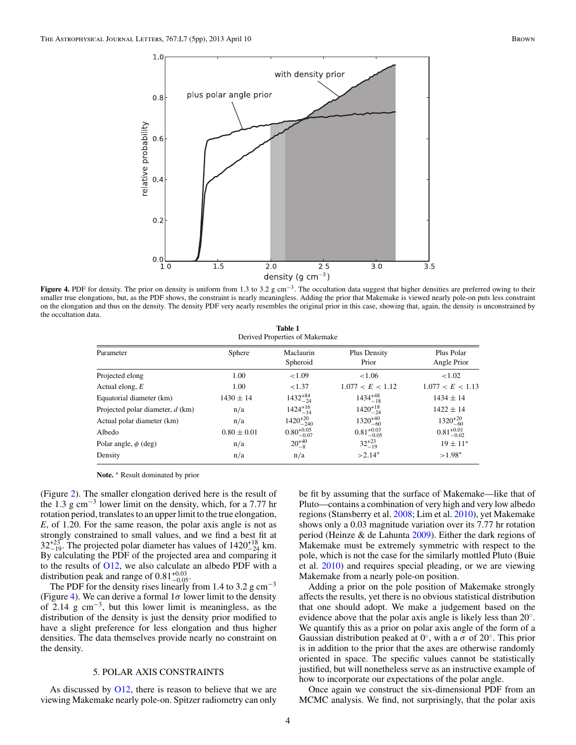**Figure 4.** PDF for density. The prior on density is uniform from 1.3 to 3.2 g cm$^{-3}$. The occultation data suggest that higher densities are preferred owing to their smaller true elongations, but, as the PDF shows, the constraint is nearly meaningless. Adding the prior that Makemake is viewed nearly pole-on puts less constraint on the elongation and thus on the density. The density PDF very nearly resembles the original prior in this case, showing that, again, the density is unconstrained by the occultation data.

**Table 1**
Derived Properties of Makemake

| Parameter | Sphere | Maclaurin Spheroid | Plus Density Prior | Plus Polar Angle Prior |
|---|---|---|---|---|
| Projected elong | 1.00 | <1.09 | <1.06 | <1.02 |
| Actual elong, $E$ | 1.00 | <1.37 | $1.077 < E < 1.12$ | $1.077 < E < 1.13$ |
| Equatorial diameter (km) | $1430 \pm 14$ | $1432^{+84}_{-24}$ | $1434^{+48}_{-18}$ | $1434 \pm 14$ |
| Projected polar diameter, $d$ (km) | n/a | $1424^{+16}_{-14}$ | $1420^{+18}_{-24}$ | $1422 \pm 14$ |
| Actual polar diameter (km) | n/a | $1420^{+20}_{-240}$ | $1320^{+40}_{-60}$ | $1320^{+20}_{-60}$ |
| Albedo | $0.80 \pm 0.01$ | $0.80^{+0.05}_{-0.07}$ | $0.81^{+0.03}_{-0.05}$ | $0.81^{+0.01}_{-0.02}$ |
| Polar angle, $\phi$ (deg) | n/a | $20^{+40}_{-8}$ | $32^{+23}_{-19}$ | $19 \pm 11$* |
| Density | n/a | n/a | >2.14* | >1.98* |

**Note.** * Result dominated by prior

(Figure 2). The smaller elongation derived here is the result of the 1.3 g cm$^{-3}$ lower limit on the density, which, for a 7.77 hr rotation period, translates to an upper limit to the true elongation, $E$, of 1.20. For the same reason, the polar axis angle is not as strongly constrained to small values, and we find a best fit at $32^{+23}_{-19}$. The projected polar diameter has values of $1420^{+18}_{-24}$ km. By calculating the PDF of the projected area and comparing it to the results of O12, we also calculate an albedo PDF with a distribution peak and range of $0.81^{+0.03}_{-0.05}$.

The PDF for the density rises linearly from 1.4 to 3.2 g cm$^{-3}$ (Figure 4). We can derive a formal $1\sigma$ lower limit to the density of 2.14 g cm$^{-3}$, but this lower limit is meaningless, as the distribution of the density is just the density prior modified to have a slight preference for less elongation and thus higher densities. The data themselves provide nearly no constraint on the density.

## 5. POLAR AXIS CONSTRAINTS

As discussed by O12, there is reason to believe that we are viewing Makemake nearly pole-on. Spitzer radiometry can only be fit by assuming that the surface of Makemake—like that of Pluto—contains a combination of very high and very low albedo regions (Stansberry et al. 2008; Lim et al. 2010), yet Makemake shows only a 0.03 magnitude variation over its 7.77 hr rotation period (Heinze & de Lahunta 2009). Either the dark regions of Makemake must be extremely symmetric with respect to the pole, which is not the case for the similarly mottled Pluto (Buie et al. 2010) and requires special pleading, or we are viewing Makemake from a nearly pole-on position.

Adding a prior on the pole position of Makemake strongly affects the results, yet there is no obvious statistical distribution that one should adopt. We make a judgement based on the evidence above that the polar axis angle is likely less than 20°. We quantify this as a prior on polar axis angle of the form of a Gaussian distribution peaked at 0°, with a $\sigma$ of 20°. This prior is in addition to the prior that the axes are otherwise randomly oriented in space. The specific values cannot be statistically justified, but will nonetheless serve as an instructive example of how to incorporate our expectations of the polar angle.

Once again we construct the six-dimensional PDF from an MCMC analysis. We find, not surprisingly, that the polar axis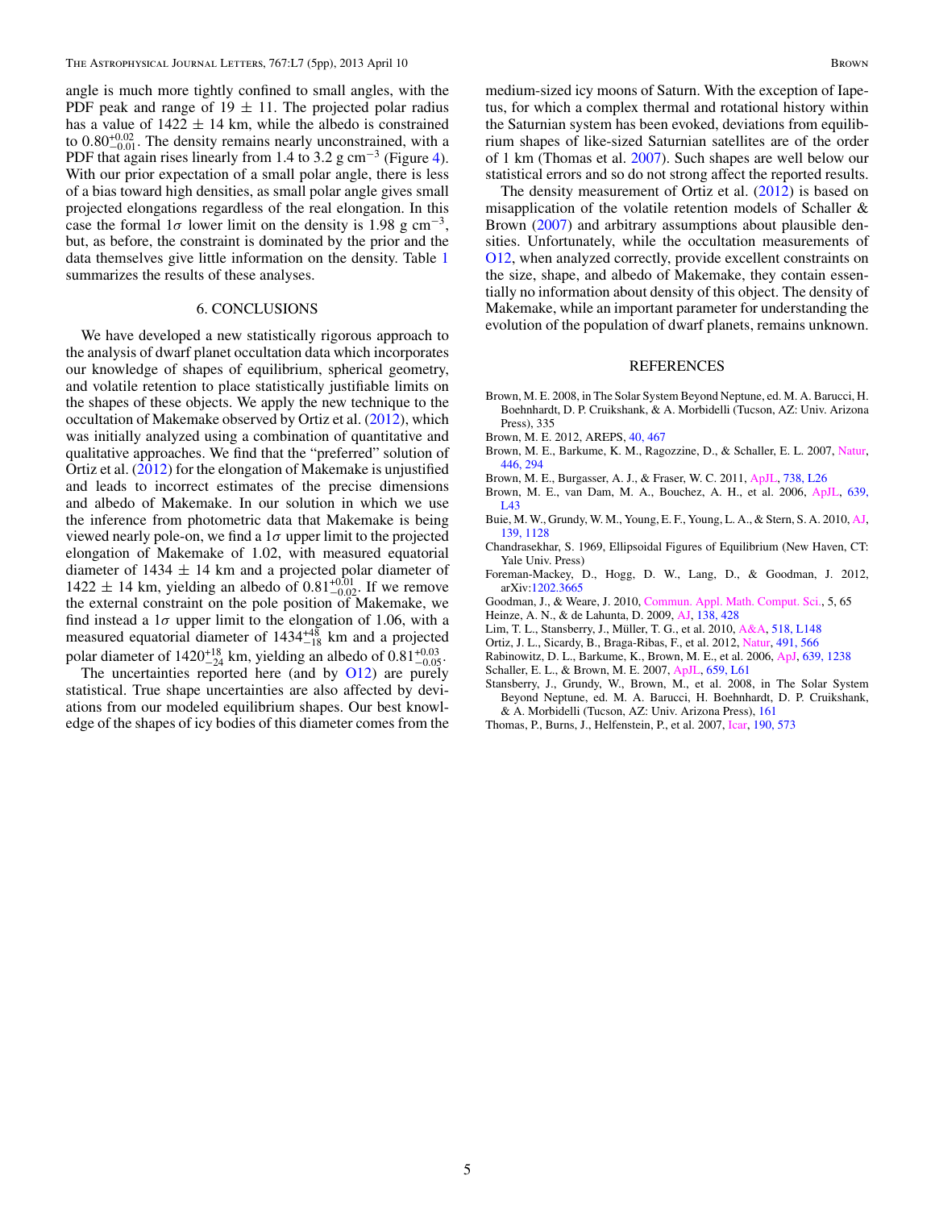angle is much more tightly confined to small angles, with the PDF peak and range of $19 \pm 11$. The projected polar radius has a value of $1422 \pm 14$ km, while the albedo is constrained to $0.80^{+0.02}_{-0.01}$. The density remains nearly unconstrained, with a PDF that again rises linearly from 1.4 to 3.2 g cm$^{-3}$ (Figure 4). With our prior expectation of a small polar angle, there is less of a bias toward high densities, as small polar angle gives small projected elongations regardless of the real elongation. In this case the formal $1\sigma$ lower limit on the density is 1.98 g cm$^{-3}$, but, as before, the constraint is dominated by the prior and the data themselves give little information on the density. Table 1 summarizes the results of these analyses.

## 6. CONCLUSIONS

We have developed a new statistically rigorous approach to the analysis of dwarf planet occultation data which incorporates our knowledge of shapes of equilibrium, spherical geometry, and volatile retention to place statistically justifiable limits on the shapes of these objects. We apply the new technique to the occultation of Makemake observed by Ortiz et al. (2012), which was initially analyzed using a combination of quantitative and qualitative approaches. We find that the "preferred" solution of Ortiz et al. (2012) for the elongation of Makemake is unjustified and leads to incorrect estimates of the precise dimensions and albedo of Makemake. In our solution in which we use the inference from photometric data that Makemake is being viewed nearly pole-on, we find a $1\sigma$ upper limit to the projected elongation of Makemake of 1.02, with measured equatorial diameter of $1434 \pm 14$ km and a projected polar diameter of $1422 \pm 14$ km, yielding an albedo of $0.81^{+0.01}_{-0.02}$. If we remove the external constraint on the pole position of Makemake, we find instead a $1\sigma$ upper limit to the elongation of 1.06, with a measured equatorial diameter of $1434^{+48}_{-18}$ km and a projected polar diameter of $1420^{+18}_{-24}$ km, yielding an albedo of $0.81^{+0.03}_{-0.05}$.

The uncertainties reported here (and by O12) are purely statistical. True shape uncertainties are also affected by deviations from our modeled equilibrium shapes. Our best knowledge of the shapes of icy bodies of this diameter comes from the medium-sized icy moons of Saturn. With the exception of Iapetus, for which a complex thermal and rotational history within the Saturnian system has been evoked, deviations from equilibrium shapes of like-sized Saturnian satellites are of the order of 1 km (Thomas et al. 2007). Such shapes are well below our statistical errors and so do not strong affect the reported results.

The density measurement of Ortiz et al. (2012) is based on misapplication of the volatile retention models of Schaller & Brown (2007) and arbitrary assumptions about plausible densities. Unfortunately, while the occultation measurements of O12, when analyzed correctly, provide excellent constraints on the size, shape, and albedo of Makemake, they contain essentially no information about density of this object. The density of Makemake, while an important parameter for understanding the evolution of the population of dwarf planets, remains unknown.

## REFERENCES

Brown, M. E. 2008, in The Solar System Beyond Neptune, ed. M. A. Barucci, H. Boehnhardt, D. P. Cruikshank, & A. Morbidelli (Tucson, AZ: Univ. Arizona Press), 335

Brown, M. E. 2012, AREPS, 40, 467

Brown, M. E., Barkume, K. M., Ragozzine, D., & Schaller, E. L. 2007, Natur, 446, 294

Brown, M. E., Burgasser, A. J., & Fraser, W. C. 2011, ApJL, 738, L26

Brown, M. E., van Dam, M. A., Bouchez, A. H., et al. 2006, ApJL, 639, L43

Buie, M. W., Grundy, W. M., Young, E. F., Young, L. A., & Stern, S. A. 2010, AJ, 139, 1128

Chandrasekhar, S. 1969, Ellipsoidal Figures of Equilibrium (New Haven, CT: Yale Univ. Press)

Foreman-Mackey, D., Hogg, D. W., Lang, D., & Goodman, J. 2012, arXiv:1202.3665

Goodman, J., & Weare, J. 2010, Commun. Appl. Math. Comput. Sci., 5, 65

Heinze, A. N., & de Lahunta, D. 2009, AJ, 138, 428

Lim, T. L., Stansberry, J., Müller, T. G., et al. 2010, A&A, 518, L148

Ortiz, J. L., Sicardy, B., Braga-Ribas, F., et al. 2012, Natur, 491, 566

Rabinowitz, D. L., Barkume, K., Brown, M. E., et al. 2006, ApJ, 639, 1238

Schaller, E. L., & Brown, M. E. 2007, ApJL, 659, L61

Stansberry, J., Grundy, W., Brown, M., et al. 2008, in The Solar System Beyond Neptune, ed. M. A. Barucci, H. Boehnhardt, D. P. Cruikshank, & A. Morbidelli (Tucson, AZ: Univ. Arizona Press), 161

Thomas, P., Burns, J., Helfenstein, P., et al. 2007, Icar, 190, 573